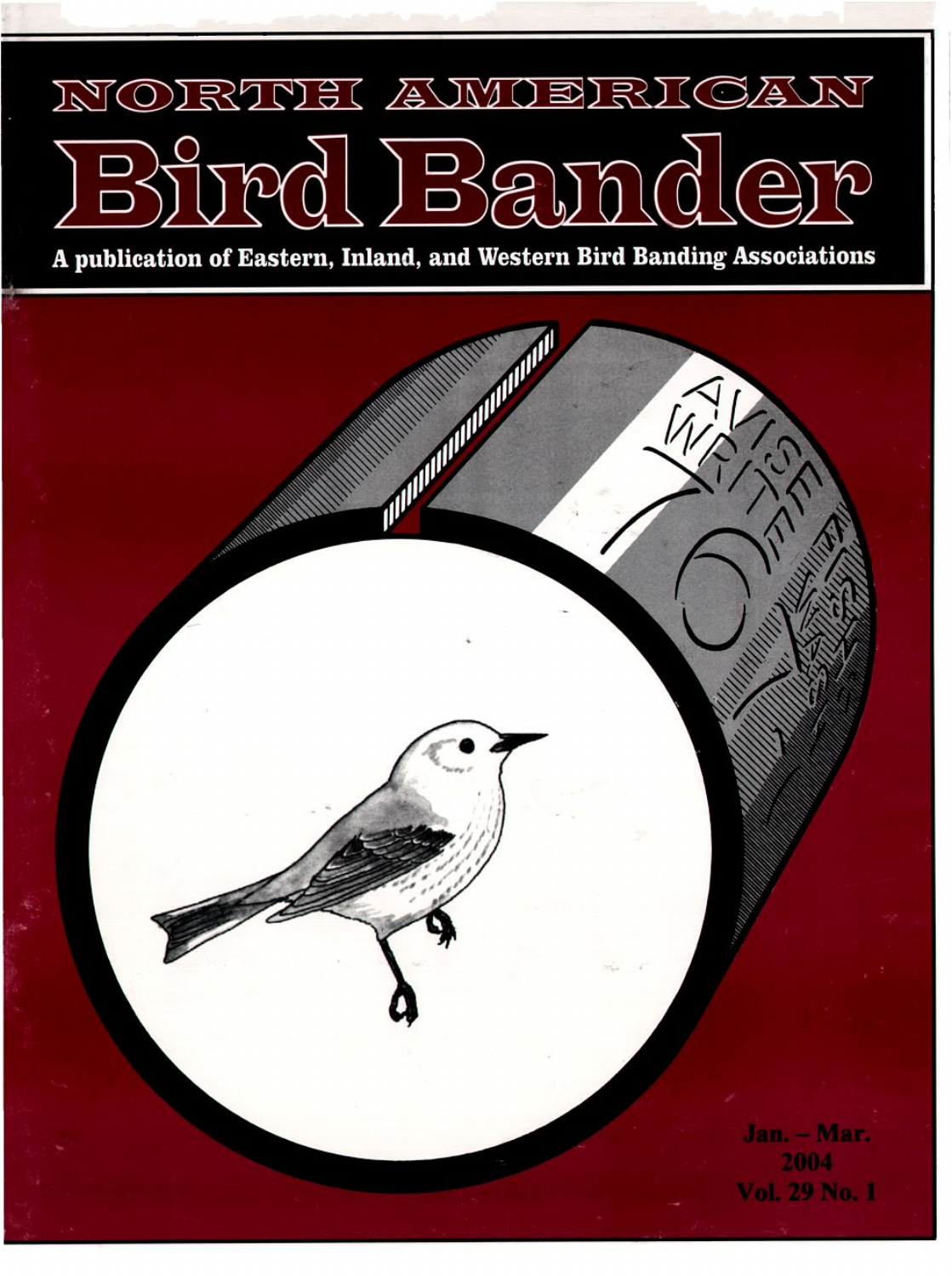# NORTH AMERICAN Bird Bander

**A publication of Eastern, Inland, and Western Bird Banding Associations**

Jan. – Mar.
2004
Vol. 29 No. 1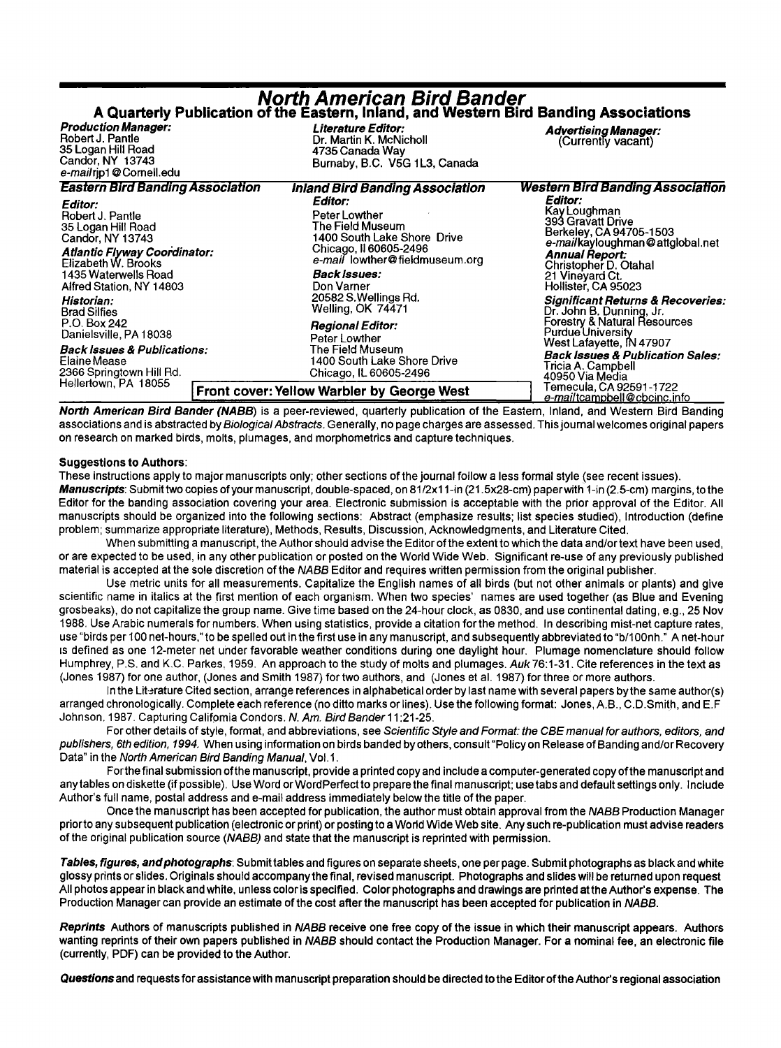# North American Bird Bander

## A Quarterly Publication of the Eastern, Inland, and Western Bird Banding Associations

***Production Manager:***
Robert J. Pantle
35 Logan Hill Road
Candor, NY 13743
*e-mail* rjp1@Cornell.edu

***Literature Editor:***
Dr. Martin K. McNicholl
4735 Canada Way
Burnaby, B.C. V5G 1L3, Canada

***Advertising Manager:***
(Currently vacant)

### Eastern Bird Banding Association

***Editor:***
Robert J. Pantle
35 Logan Hill Road
Candor, NY 13743

***Atlantic Flyway Coordinator:***
Elizabeth W. Brooks
1435 Waterwells Road
Alfred Station, NY 14803

***Historian:***
Brad Silfies
P.O. Box 242
Danielsville, PA 18038

***Back Issues & Publications:***
Elaine Mease
2366 Springtown Hill Rd.
Hellertown, PA 18055

### Inland Bird Banding Association

***Editor:***
Peter Lowther
The Field Museum
1400 South Lake Shore Drive
Chicago, Il 60605-2496
*e-mail* lowther@fieldmuseum.org

***Back Issues:***
Don Varner
20582 S.Wellings Rd.
Welling, OK 74471

***Regional Editor:***
Peter Lowther
The Field Museum
1400 South Lake Shore Drive
Chicago, IL 60605-2496

### Western Bird Banding Association

***Editor:***
Kay Loughman
393 Gravatt Drive
Berkeley, CA 94705-1503
*e-mail* kayloughman@attglobal.net

***Annual Report:***
Christopher D. Otahal
21 Vineyard Ct.
Hollister, CA 95023

***Significant Returns & Recoveries:***
Dr. John B. Dunning, Jr.
Forestry & Natural Resources
Purdue University
West Lafayette, IN 47907

***Back Issues & Publication Sales:***
Tricia A. Campbell
40950 Via Media
Temecula, CA 92591-1722
*e-mail* tcampbell@cbcinc.info

**Front cover: Yellow Warbler by George West**

***North American Bird Bander (NABB)*** is a peer-reviewed, quarterly publication of the Eastern, Inland, and Western Bird Banding associations and is abstracted by *Biological Abstracts*. Generally, no page charges are assessed. This journal welcomes original papers on research on marked birds, molts, plumages, and morphometrics and capture techniques.

**Suggestions to Authors:**

These instructions apply to major manuscripts only; other sections of the journal follow a less formal style (see recent issues).

***Manuscripts***: Submit two copies of your manuscript, double-spaced, on 8 1/2x11-in (21.5x28-cm) paper with 1-in (2.5-cm) margins, to the Editor for the banding association covering your area. Electronic submission is acceptable with the prior approval of the Editor. All manuscripts should be organized into the following sections: Abstract (emphasize results; list species studied), Introduction (define problem; summarize appropriate literature), Methods, Results, Discussion, Acknowledgments, and Literature Cited.

When submitting a manuscript, the Author should advise the Editor of the extent to which the data and/or text have been used, or are expected to be used, in any other publication or posted on the World Wide Web. Significant re-use of any previously published material is accepted at the sole discretion of the *NABB* Editor and requires written permission from the original publisher.

Use metric units for all measurements. Capitalize the English names of all birds (but not other animals or plants) and give scientific name in italics at the first mention of each organism. When two species' names are used together (as Blue and Evening grosbeaks), do not capitalize the group name. Give time based on the 24-hour clock, as 0830, and use continental dating, e.g., 25 Nov 1988. Use Arabic numerals for numbers. When using statistics, provide a citation for the method. In describing mist-net capture rates, use "birds per 100 net-hours," to be spelled out in the first use in any manuscript, and subsequently abbreviated to "b/100nh." A net-hour is defined as one 12-meter net under favorable weather conditions during one daylight hour. Plumage nomenclature should follow Humphrey, P.S. and K.C. Parkes. 1959. An approach to the study of molts and plumages. *Auk* 76:1-31. Cite references in the text as (Jones 1987) for one author, (Jones and Smith 1987) for two authors, and (Jones et al. 1987) for three or more authors.

In the Literature Cited section, arrange references in alphabetical order by last name with several papers by the same author(s) arranged chronologically. Complete each reference (no ditto marks or lines). Use the following format: Jones, A.B., C.D.Smith, and E.F Johnson. 1987. Capturing California Condors. *N. Am. Bird Bander* 11:21-25.

For other details of style, format, and abbreviations, see *Scientific Style and Format: the CBE manual for authors, editors, and publishers, 6th edition, 1994.* When using information on birds banded by others, consult "Policy on Release of Banding and/or Recovery Data" in the *North American Bird Banding Manual*, Vol. 1.

For the final submission of the manuscript, provide a printed copy and include a computer-generated copy of the manuscript and any tables on diskette (if possible). Use Word or WordPerfect to prepare the final manuscript; use tabs and default settings only. Include Author's full name, postal address and e-mail address immediately below the title of the paper.

Once the manuscript has been accepted for publication, the author must obtain approval from the *NABB* Production Manager prior to any subsequent publication (electronic or print) or posting to a World Wide Web site. Any such re-publication must advise readers of the original publication source (*NABB*) and state that the manuscript is reprinted with permission.

***Tables, figures, and photographs***: Submit tables and figures on separate sheets, one per page. Submit photographs as black and white glossy prints or slides. Originals should accompany the final, revised manuscript. Photographs and slides will be returned upon request All photos appear in black and white, unless color is specified. Color photographs and drawings are printed at the Author's expense. The Production Manager can provide an estimate of the cost after the manuscript has been accepted for publication in *NABB*.

***Reprints*** Authors of manuscripts published in *NABB* receive one free copy of the issue in which their manuscript appears. Authors wanting reprints of their own papers published in *NABB* should contact the Production Manager. For a nominal fee, an electronic file (currently, PDF) can be provided to the Author.

***Questions*** and requests for assistance with manuscript preparation should be directed to the Editor of the Author's regional association